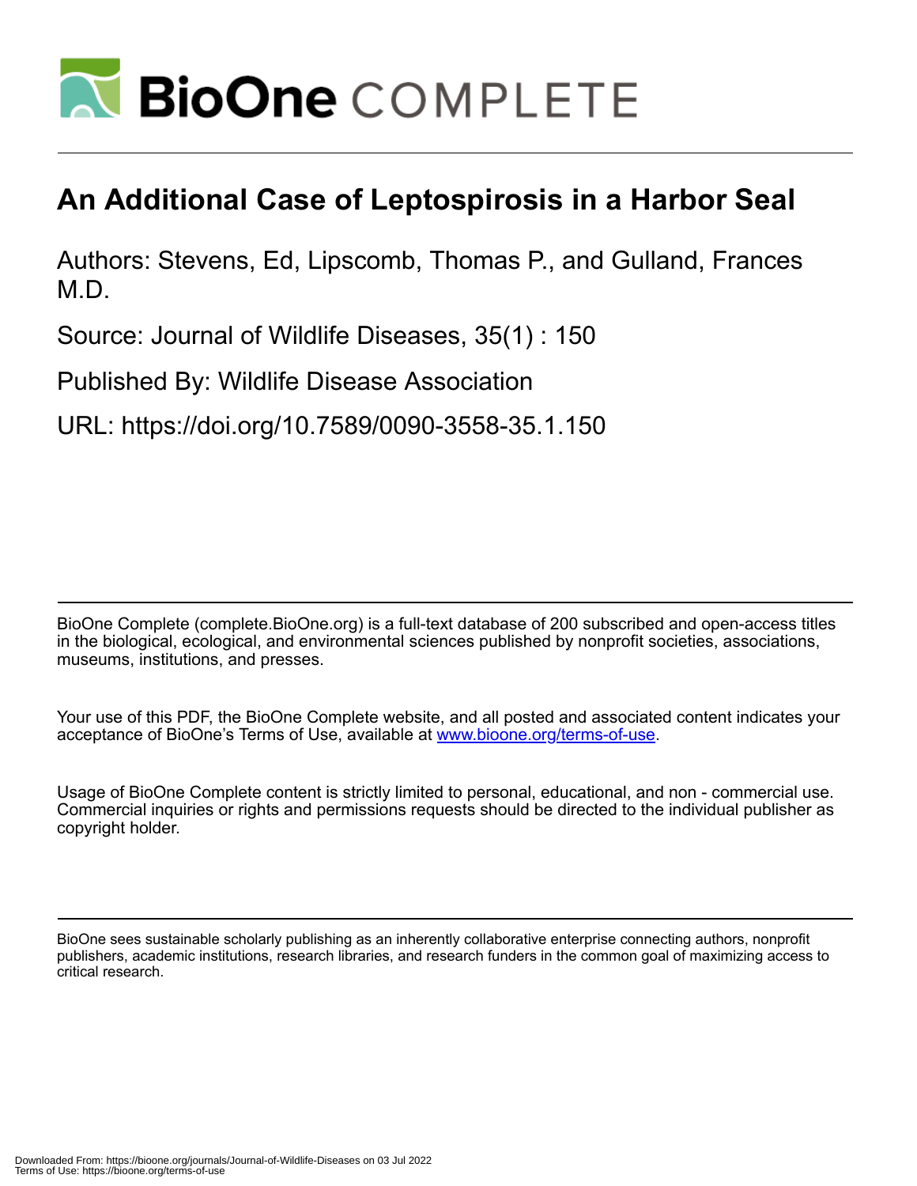# An Additional Case of Leptospirosis in a Harbor Seal

Authors: Stevens, Ed, Lipscomb, Thomas P., and Gulland, Frances M.D.

Source: Journal of Wildlife Diseases, 35(1) : 150

Published By: Wildlife Disease Association

URL: https://doi.org/10.7589/0090-3558-35.1.150

---

BioOne Complete (complete.BioOne.org) is a full-text database of 200 subscribed and open-access titles in the biological, ecological, and environmental sciences published by nonprofit societies, associations, museums, institutions, and presses.

Your use of this PDF, the BioOne Complete website, and all posted and associated content indicates your acceptance of BioOne's Terms of Use, available at www.bioone.org/terms-of-use.

Usage of BioOne Complete content is strictly limited to personal, educational, and non - commercial use. Commercial inquiries or rights and permissions requests should be directed to the individual publisher as copyright holder.

---

BioOne sees sustainable scholarly publishing as an inherently collaborative enterprise connecting authors, nonprofit publishers, academic institutions, research libraries, and research funders in the common goal of maximizing access to critical research.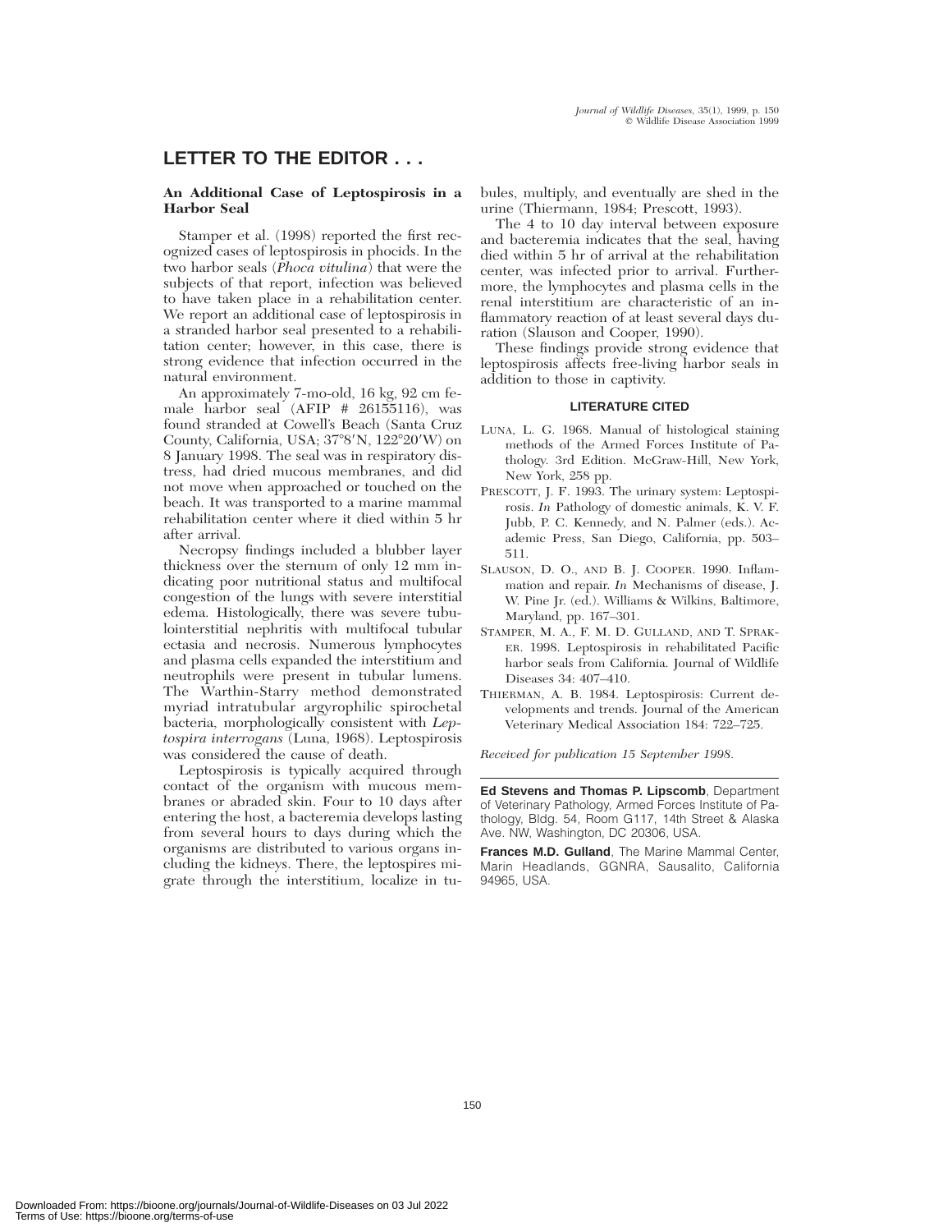# LETTER TO THE EDITOR . . .

**An Additional Case of Leptospirosis in a Harbor Seal**

Stamper et al. (1998) reported the first recognized cases of leptospirosis in phocids. In the two harbor seals (*Phoca vitulina*) that were the subjects of that report, infection was believed to have taken place in a rehabilitation center. We report an additional case of leptospirosis in a stranded harbor seal presented to a rehabilitation center; however, in this case, there is strong evidence that infection occurred in the natural environment.

An approximately 7-mo-old, 16 kg, 92 cm female harbor seal (AFIP # 26155116), was found stranded at Cowell's Beach (Santa Cruz County, California, USA; 37°8′N, 122°20′W) on 8 January 1998. The seal was in respiratory distress, had dried mucous membranes, and did not move when approached or touched on the beach. It was transported to a marine mammal rehabilitation center where it died within 5 hr after arrival.

Necropsy findings included a blubber layer thickness over the sternum of only 12 mm indicating poor nutritional status and multifocal congestion of the lungs with severe interstitial edema. Histologically, there was severe tubulointerstitial nephritis with multifocal tubular ectasia and necrosis. Numerous lymphocytes and plasma cells expanded the interstitium and neutrophils were present in tubular lumens. The Warthin-Starry method demonstrated myriad intratubular argyrophilic spirochetal bacteria, morphologically consistent with *Leptospira interrogans* (Luna, 1968). Leptospirosis was considered the cause of death.

Leptospirosis is typically acquired through contact of the organism with mucous membranes or abraded skin. Four to 10 days after entering the host, a bacteremia develops lasting from several hours to days during which the organisms are distributed to various organs including the kidneys. There, the leptospires migrate through the interstitium, localize in tubules, multiply, and eventually are shed in the urine (Thiermann, 1984; Prescott, 1993).

The 4 to 10 day interval between exposure and bacteremia indicates that the seal, having died within 5 hr of arrival at the rehabilitation center, was infected prior to arrival. Furthermore, the lymphocytes and plasma cells in the renal interstitium are characteristic of an inflammatory reaction of at least several days duration (Slauson and Cooper, 1990).

These findings provide strong evidence that leptospirosis affects free-living harbor seals in addition to those in captivity.

## LITERATURE CITED

LUNA, L. G. 1968. Manual of histological staining methods of the Armed Forces Institute of Pathology. 3rd Edition. McGraw-Hill, New York, New York, 258 pp.

PRESCOTT, J. F. 1993. The urinary system: Leptospirosis. *In* Pathology of domestic animals, K. V. F. Jubb, P. C. Kennedy, and N. Palmer (eds.). Academic Press, San Diego, California, pp. 503–511.

SLAUSON, D. O., AND B. J. COOPER. 1990. Inflammation and repair. *In* Mechanisms of disease, J. W. Pine Jr. (ed.). Williams & Wilkins, Baltimore, Maryland, pp. 167–301.

STAMPER, M. A., F. M. D. GULLAND, AND T. SPRAKER. 1998. Leptospirosis in rehabilitated Pacific harbor seals from California. Journal of Wildlife Diseases 34: 407–410.

THIERMAN, A. B. 1984. Leptospirosis: Current developments and trends. Journal of the American Veterinary Medical Association 184: 722–725.

*Received for publication 15 September 1998.*

**Ed Stevens and Thomas P. Lipscomb**, Department of Veterinary Pathology, Armed Forces Institute of Pathology, Bldg. 54, Room G117, 14th Street & Alaska Ave. NW, Washington, DC 20306, USA.

**Frances M.D. Gulland**, The Marine Mammal Center, Marin Headlands, GGNRA, Sausalito, California 94965, USA.